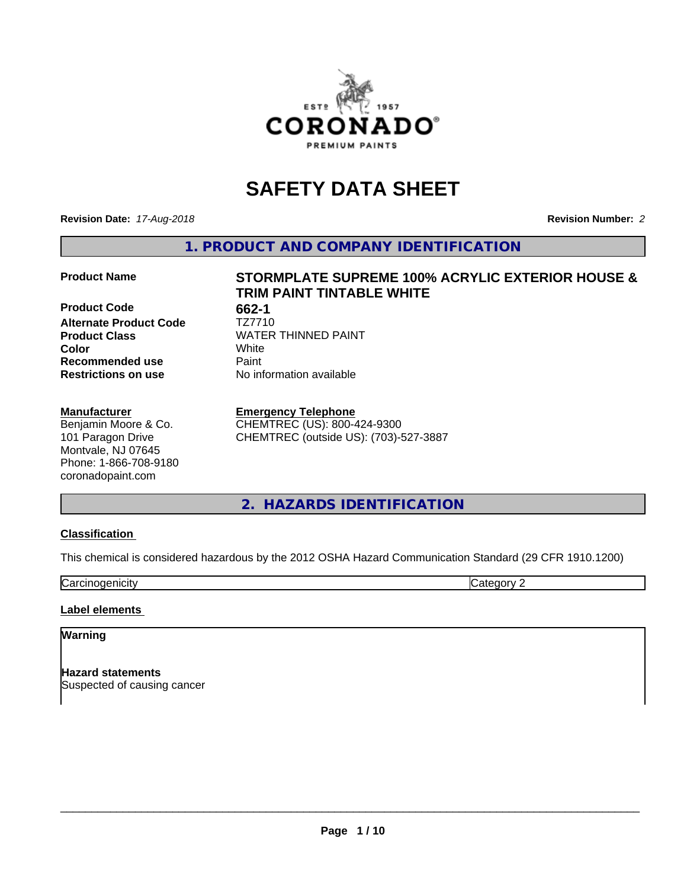# SAFETY DATA SHEET

**Revision Date:** *17-Aug-2018*

**Revision Number:** *2*

## 1. PRODUCT AND COMPANY IDENTIFICATION

| | |
|---|---|
| **Product Name** | **STORMPLATE SUPREME 100% ACRYLIC EXTERIOR HOUSE & TRIM PAINT TINTABLE WHITE** |
| **Product Code** | **662-1** |
| **Alternate Product Code** | TZ7710 |
| **Product Class** | WATER THINNED PAINT |
| **Color** | White |
| **Recommended use** | Paint |
| **Restrictions on use** | No information available |

**Manufacturer**
Benjamin Moore & Co.
101 Paragon Drive
Montvale, NJ 07645
Phone: 1-866-708-9180
coronadopaint.com

**Emergency Telephone**
CHEMTREC (US): 800-424-9300
CHEMTREC (outside US): (703)-527-3887

## 2. HAZARDS IDENTIFICATION

**Classification**

This chemical is considered hazardous by the 2012 OSHA Hazard Communication Standard (29 CFR 1910.1200)

| | |
|---|---|
| Carcinogenicity | Category 2 |

**Label elements**

**Warning**

**Hazard statements**
Suspected of causing cancer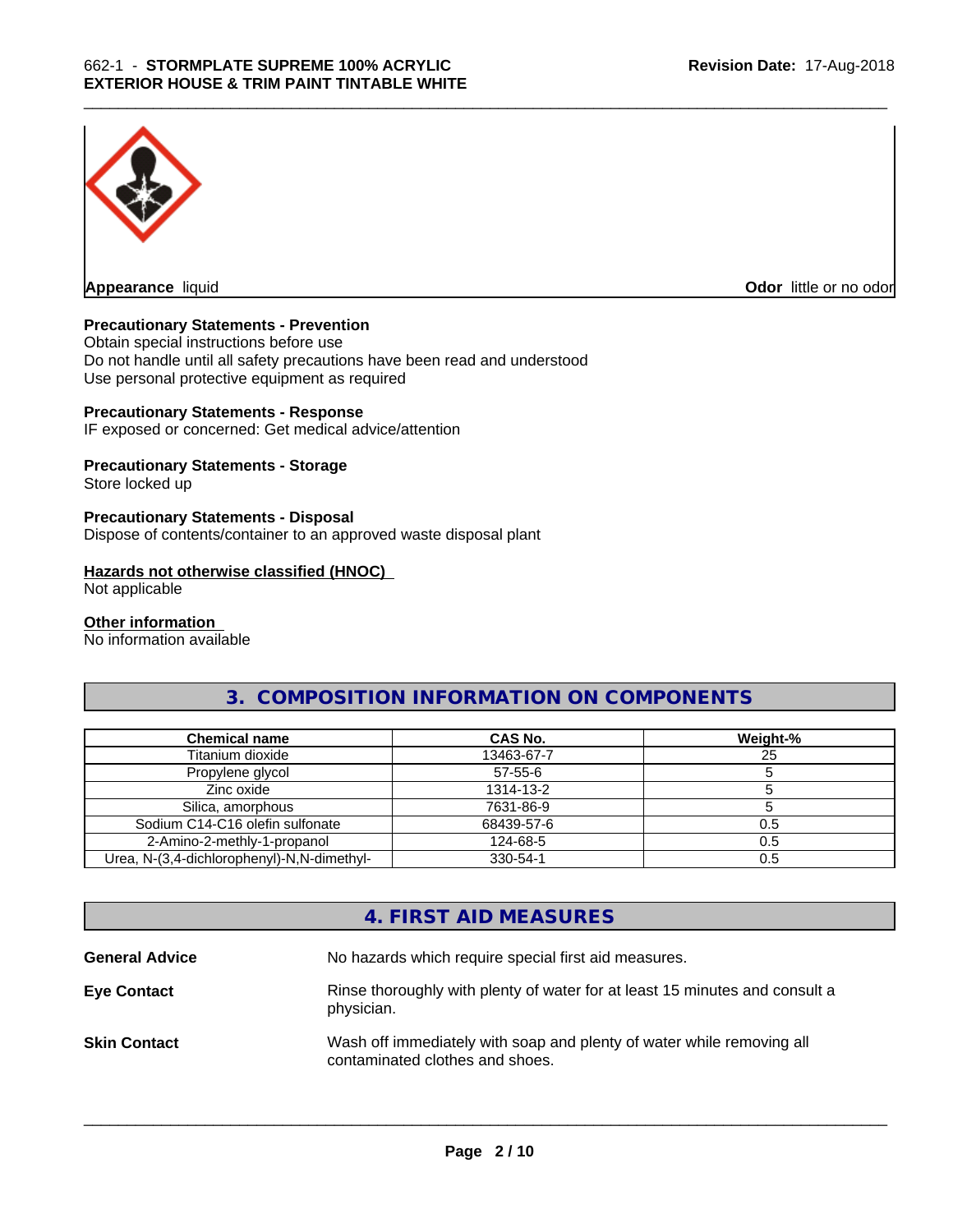**Appearance** liquid

**Odor** little or no odor

**Precautionary Statements - Prevention**

Obtain special instructions before use
Do not handle until all safety precautions have been read and understood
Use personal protective equipment as required

**Precautionary Statements - Response**

IF exposed or concerned: Get medical advice/attention

**Precautionary Statements - Storage**

Store locked up

**Precautionary Statements - Disposal**

Dispose of contents/container to an approved waste disposal plant

**Hazards not otherwise classified (HNOC)**

Not applicable

**Other information**

No information available

## 3. COMPOSITION INFORMATION ON COMPONENTS

| Chemical name | CAS No. | Weight-% |
|---|---|---|
| Titanium dioxide | 13463-67-7 | 25 |
| Propylene glycol | 57-55-6 | 5 |
| Zinc oxide | 1314-13-2 | 5 |
| Silica, amorphous | 7631-86-9 | 5 |
| Sodium C14-C16 olefin sulfonate | 68439-57-6 | 0.5 |
| 2-Amino-2-methly-1-propanol | 124-68-5 | 0.5 |
| Urea, N-(3,4-dichlorophenyl)-N,N-dimethyl- | 330-54-1 | 0.5 |

## 4. FIRST AID MEASURES

**General Advice** No hazards which require special first aid measures.

**Eye Contact** Rinse thoroughly with plenty of water for at least 15 minutes and consult a physician.

**Skin Contact** Wash off immediately with soap and plenty of water while removing all contaminated clothes and shoes.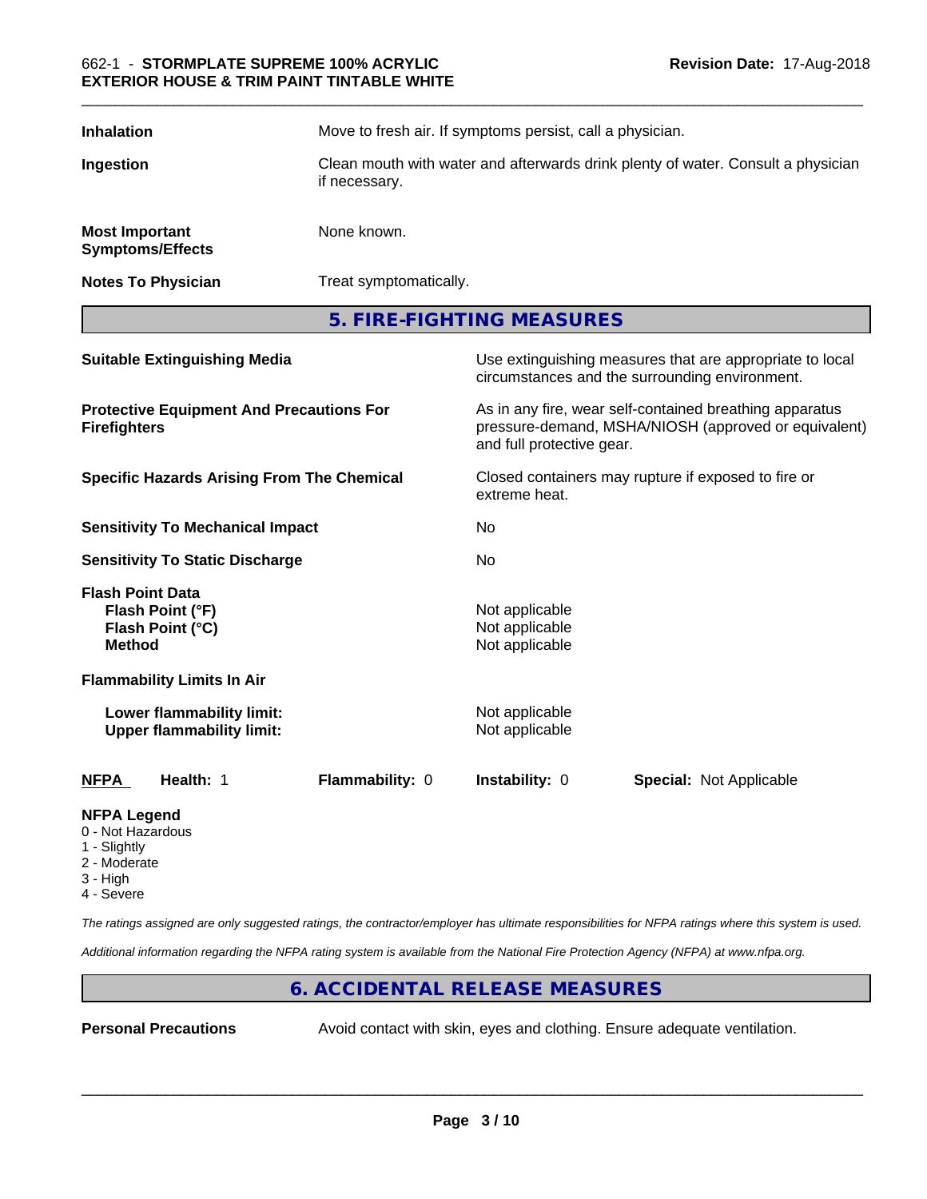| | |
|---|---|
| **Inhalation** | Move to fresh air. If symptoms persist, call a physician. |
| **Ingestion** | Clean mouth with water and afterwards drink plenty of water. Consult a physician if necessary. |
| **Most Important Symptoms/Effects** | None known. |
| **Notes To Physician** | Treat symptomatically. |

## 5. FIRE-FIGHTING MEASURES

| | |
|---|---|
| **Suitable Extinguishing Media** | Use extinguishing measures that are appropriate to local circumstances and the surrounding environment. |
| **Protective Equipment And Precautions For Firefighters** | As in any fire, wear self-contained breathing apparatus pressure-demand, MSHA/NIOSH (approved or equivalent) and full protective gear. |
| **Specific Hazards Arising From The Chemical** | Closed containers may rupture if exposed to fire or extreme heat. |
| **Sensitivity To Mechanical Impact** | No |
| **Sensitivity To Static Discharge** | No |
| **Flash Point Data** | |
| **Flash Point (°F)** | Not applicable |
| **Flash Point (°C)** | Not applicable |
| **Method** | Not applicable |
| **Flammability Limits In Air** | |
| **Lower flammability limit:** | Not applicable |
| **Upper flammability limit:** | Not applicable |

| **NFPA** | **Health:** 1 | **Flammability:** 0 | **Instability:** 0 | **Special:** Not Applicable |
|---|---|---|---|---|

**NFPA Legend**
- 0 - Not Hazardous
- 1 - Slightly
- 2 - Moderate
- 3 - High
- 4 - Severe

*The ratings assigned are only suggested ratings, the contractor/employer has ultimate responsibilities for NFPA ratings where this system is used.*

*Additional information regarding the NFPA rating system is available from the National Fire Protection Agency (NFPA) at www.nfpa.org.*

## 6. ACCIDENTAL RELEASE MEASURES

| | |
|---|---|
| **Personal Precautions** | Avoid contact with skin, eyes and clothing. Ensure adequate ventilation. |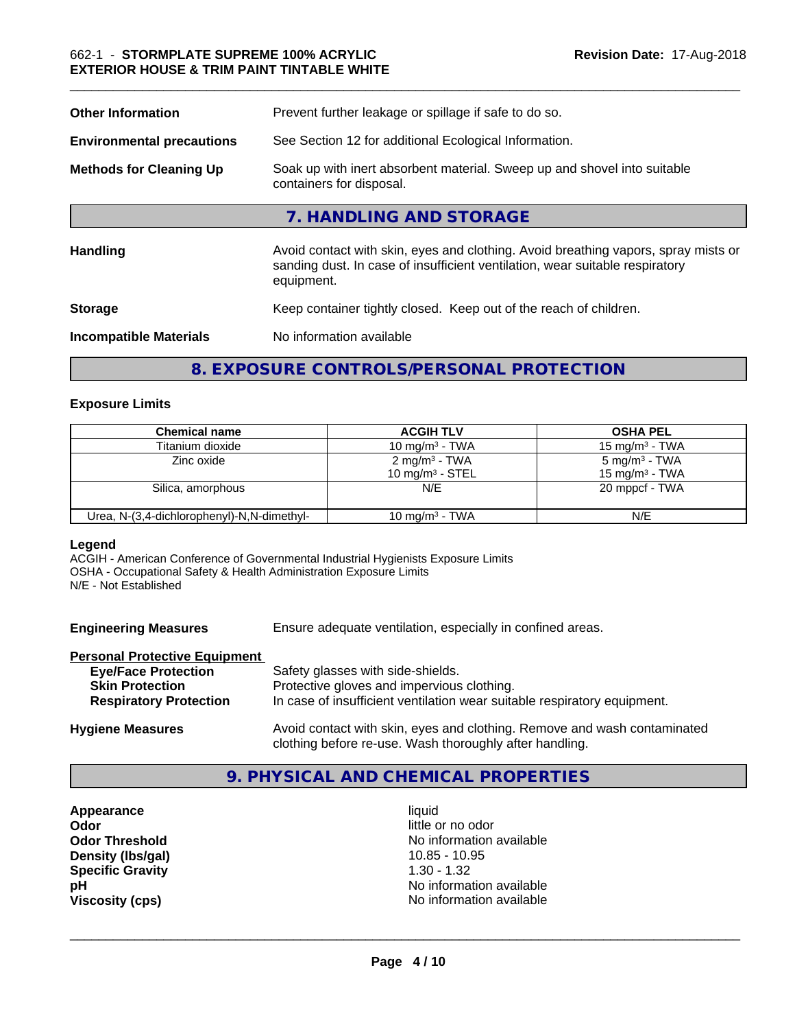| | |
|---|---|
| **Other Information** | Prevent further leakage or spillage if safe to do so. |
| **Environmental precautions** | See Section 12 for additional Ecological Information. |
| **Methods for Cleaning Up** | Soak up with inert absorbent material. Sweep up and shovel into suitable containers for disposal. |

## 7. HANDLING AND STORAGE

| | |
|---|---|
| **Handling** | Avoid contact with skin, eyes and clothing. Avoid breathing vapors, spray mists or sanding dust. In case of insufficient ventilation, wear suitable respiratory equipment. |
| **Storage** | Keep container tightly closed. Keep out of the reach of children. |
| **Incompatible Materials** | No information available |

## 8. EXPOSURE CONTROLS/PERSONAL PROTECTION

### Exposure Limits

| Chemical name | ACGIH TLV | OSHA PEL |
|---|---|---|
| Titanium dioxide | 10 mg/m³ - TWA | 15 mg/m³ - TWA |
| Zinc oxide | 2 mg/m³ - TWA<br>10 mg/m³ - STEL | 5 mg/m³ - TWA<br>15 mg/m³ - TWA |
| Silica, amorphous | N/E | 20 mppcf - TWA |
| Urea, N-(3,4-dichlorophenyl)-N,N-dimethyl- | 10 mg/m³ - TWA | N/E |

**Legend**
ACGIH - American Conference of Governmental Industrial Hygienists Exposure Limits
OSHA - Occupational Safety & Health Administration Exposure Limits
N/E - Not Established

**Engineering Measures** Ensure adequate ventilation, especially in confined areas.

**Personal Protective Equipment**

| | |
|---|---|
| **Eye/Face Protection** | Safety glasses with side-shields. |
| **Skin Protection** | Protective gloves and impervious clothing. |
| **Respiratory Protection** | In case of insufficient ventilation wear suitable respiratory equipment. |

**Hygiene Measures** Avoid contact with skin, eyes and clothing. Remove and wash contaminated clothing before re-use. Wash thoroughly after handling.

## 9. PHYSICAL AND CHEMICAL PROPERTIES

| | |
|---|---|
| **Appearance** | liquid |
| **Odor** | little or no odor |
| **Odor Threshold** | No information available |
| **Density (lbs/gal)** | 10.85 - 10.95 |
| **Specific Gravity** | 1.30 - 1.32 |
| **pH** | No information available |
| **Viscosity (cps)** | No information available |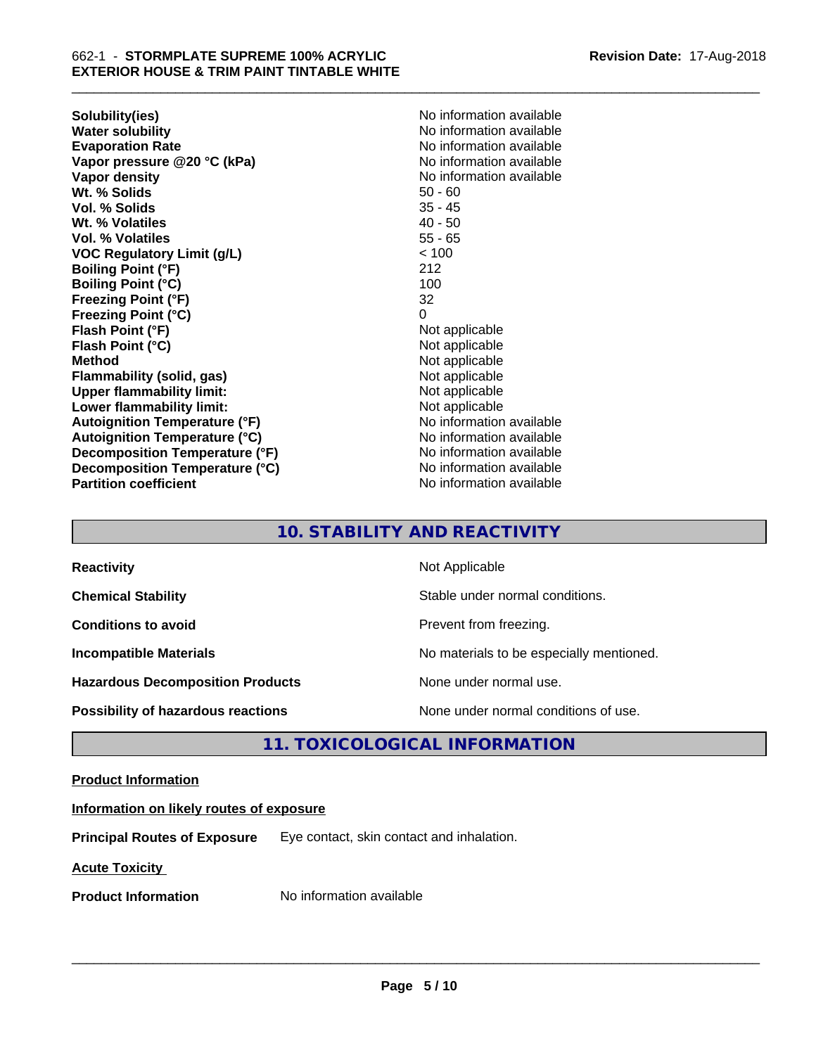| | |
|---|---|
| **Solubility(ies)** | No information available |
| **Water solubility** | No information available |
| **Evaporation Rate** | No information available |
| **Vapor pressure @20 °C (kPa)** | No information available |
| **Vapor density** | No information available |
| **Wt. % Solids** | 50 - 60 |
| **Vol. % Solids** | 35 - 45 |
| **Wt. % Volatiles** | 40 - 50 |
| **Vol. % Volatiles** | 55 - 65 |
| **VOC Regulatory Limit (g/L)** | < 100 |
| **Boiling Point (°F)** | 212 |
| **Boiling Point (°C)** | 100 |
| **Freezing Point (°F)** | 32 |
| **Freezing Point (°C)** | 0 |
| **Flash Point (°F)** | Not applicable |
| **Flash Point (°C)** | Not applicable |
| **Method** | Not applicable |
| **Flammability (solid, gas)** | Not applicable |
| **Upper flammability limit:** | Not applicable |
| **Lower flammability limit:** | Not applicable |
| **Autoignition Temperature (°F)** | No information available |
| **Autoignition Temperature (°C)** | No information available |
| **Decomposition Temperature (°F)** | No information available |
| **Decomposition Temperature (°C)** | No information available |
| **Partition coefficient** | No information available |

## 10. STABILITY AND REACTIVITY

| | |
|---|---|
| **Reactivity** | Not Applicable |
| **Chemical Stability** | Stable under normal conditions. |
| **Conditions to avoid** | Prevent from freezing. |
| **Incompatible Materials** | No materials to be especially mentioned. |
| **Hazardous Decomposition Products** | None under normal use. |
| **Possibility of hazardous reactions** | None under normal conditions of use. |

## 11. TOXICOLOGICAL INFORMATION

**Product Information**

**Information on likely routes of exposure**

**Principal Routes of Exposure** Eye contact, skin contact and inhalation.

**Acute Toxicity**

**Product Information** No information available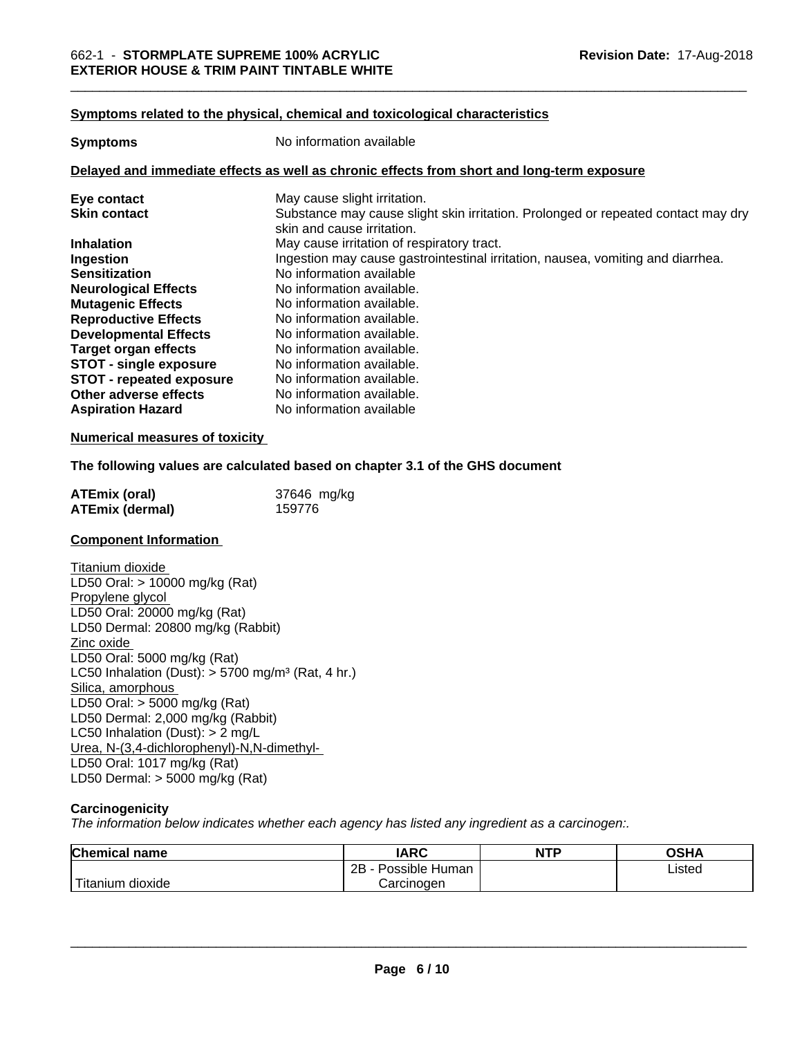**Symptoms related to the physical, chemical and toxicological characteristics**

**Symptoms** No information available

**Delayed and immediate effects as well as chronic effects from short and long-term exposure**

| | |
|---|---|
| **Eye contact** | May cause slight irritation. |
| **Skin contact** | Substance may cause slight skin irritation. Prolonged or repeated contact may dry skin and cause irritation. |
| **Inhalation** | May cause irritation of respiratory tract. |
| **Ingestion** | Ingestion may cause gastrointestinal irritation, nausea, vomiting and diarrhea. |
| **Sensitization** | No information available |
| **Neurological Effects** | No information available. |
| **Mutagenic Effects** | No information available. |
| **Reproductive Effects** | No information available. |
| **Developmental Effects** | No information available. |
| **Target organ effects** | No information available. |
| **STOT - single exposure** | No information available. |
| **STOT - repeated exposure** | No information available. |
| **Other adverse effects** | No information available. |
| **Aspiration Hazard** | No information available |

**Numerical measures of toxicity**

**The following values are calculated based on chapter 3.1 of the GHS document**

| | |
|---|---|
| **ATEmix (oral)** | 37646 mg/kg |
| **ATEmix (dermal)** | 159776 |

**Component Information**

Titanium dioxide
LD50 Oral: > 10000 mg/kg (Rat)
Propylene glycol
LD50 Oral: 20000 mg/kg (Rat)
LD50 Dermal: 20800 mg/kg (Rabbit)
Zinc oxide
LD50 Oral: 5000 mg/kg (Rat)
LC50 Inhalation (Dust): > 5700 mg/m³ (Rat, 4 hr.)
Silica, amorphous
LD50 Oral: > 5000 mg/kg (Rat)
LD50 Dermal: 2,000 mg/kg (Rabbit)
LC50 Inhalation (Dust): > 2 mg/L
Urea, N-(3,4-dichlorophenyl)-N,N-dimethyl-
LD50 Oral: 1017 mg/kg (Rat)
LD50 Dermal: > 5000 mg/kg (Rat)

**Carcinogenicity**

*The information below indicates whether each agency has listed any ingredient as a carcinogen:.*

| Chemical name | IARC | NTP | OSHA |
|---|---|---|---|
| Titanium dioxide | 2B - Possible Human Carcinogen | | Listed |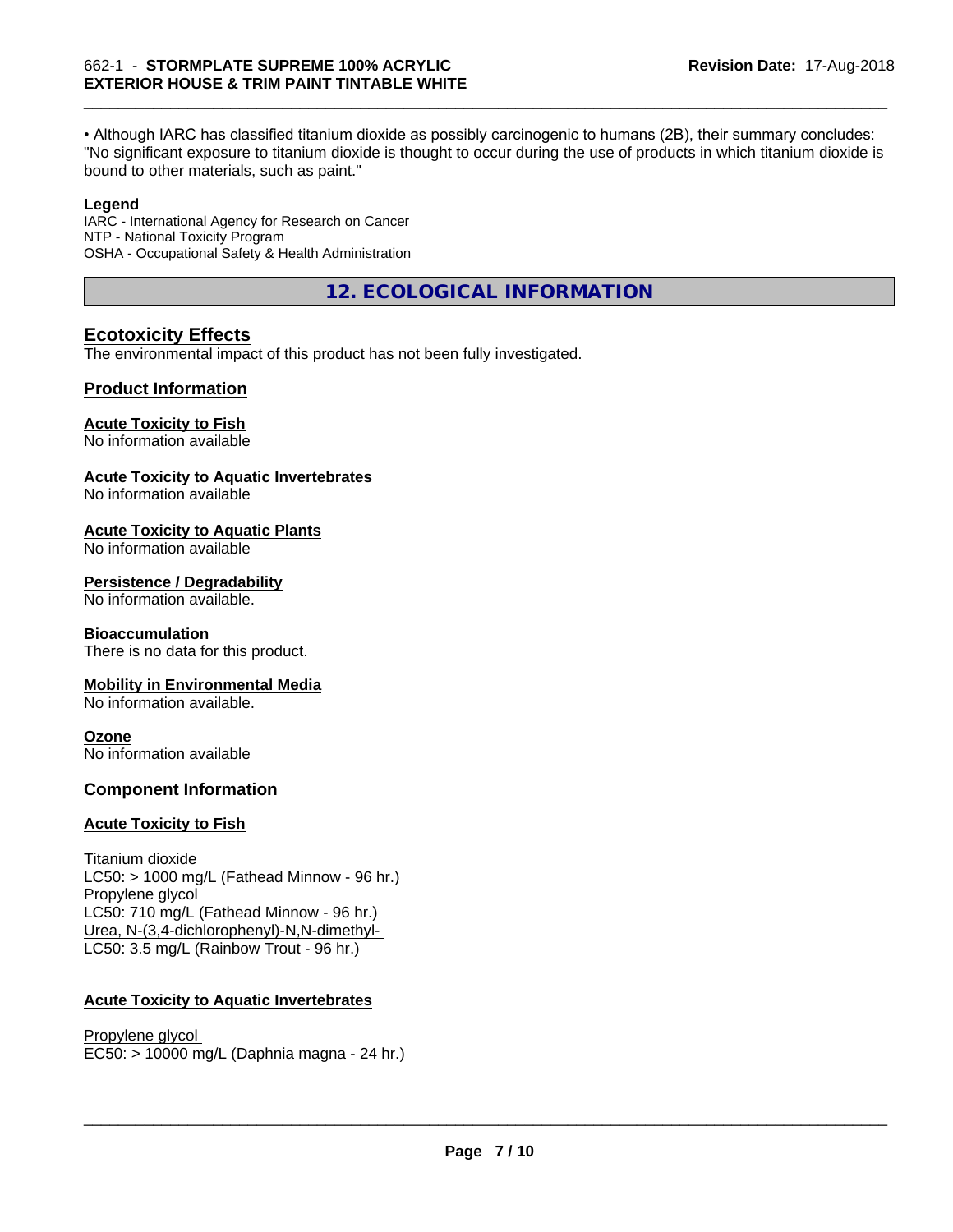• Although IARC has classified titanium dioxide as possibly carcinogenic to humans (2B), their summary concludes: "No significant exposure to titanium dioxide is thought to occur during the use of products in which titanium dioxide is bound to other materials, such as paint."

**Legend**

IARC - International Agency for Research on Cancer
NTP - National Toxicity Program
OSHA - Occupational Safety & Health Administration

## 12. ECOLOGICAL INFORMATION

### Ecotoxicity Effects

The environmental impact of this product has not been fully investigated.

### Product Information

**Acute Toxicity to Fish**
No information available

**Acute Toxicity to Aquatic Invertebrates**
No information available

**Acute Toxicity to Aquatic Plants**
No information available

**Persistence / Degradability**
No information available.

**Bioaccumulation**
There is no data for this product.

**Mobility in Environmental Media**
No information available.

**Ozone**
No information available

### Component Information

**Acute Toxicity to Fish**

Titanium dioxide
LC50: > 1000 mg/L (Fathead Minnow - 96 hr.)
Propylene glycol
LC50: 710 mg/L (Fathead Minnow - 96 hr.)
Urea, N-(3,4-dichlorophenyl)-N,N-dimethyl-
LC50: 3.5 mg/L (Rainbow Trout - 96 hr.)

**Acute Toxicity to Aquatic Invertebrates**

Propylene glycol
EC50: > 10000 mg/L (Daphnia magna - 24 hr.)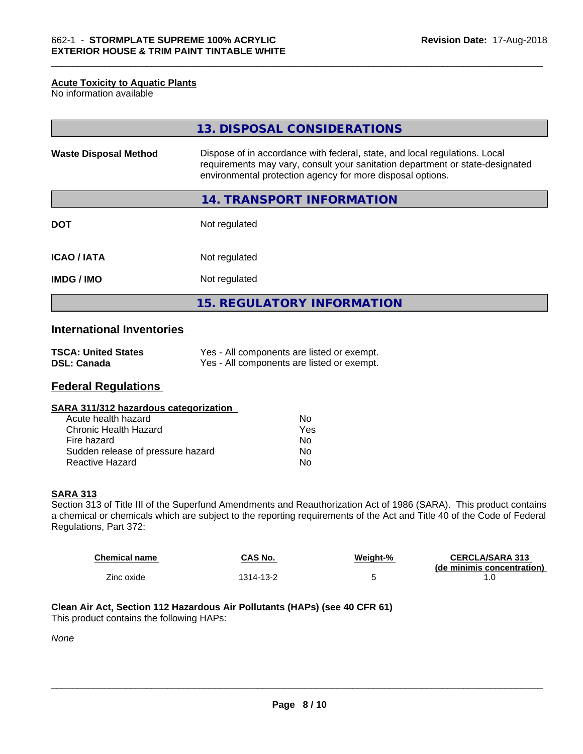#### Acute Toxicity to Aquatic Plants

No information available

## 13. DISPOSAL CONSIDERATIONS

| | |
|---|---|
| **Waste Disposal Method** | Dispose of in accordance with federal, state, and local regulations. Local requirements may vary, consult your sanitation department or state-designated environmental protection agency for more disposal options. |

## 14. TRANSPORT INFORMATION

| | |
|---|---|
| **DOT** | Not regulated |
| **ICAO / IATA** | Not regulated |
| **IMDG / IMO** | Not regulated |

## 15. REGULATORY INFORMATION

### International Inventories

| | |
|---|---|
| **TSCA: United States** | Yes - All components are listed or exempt. |
| **DSL: Canada** | Yes - All components are listed or exempt. |

### Federal Regulations

#### SARA 311/312 hazardous categorization

| | |
|---|---|
| Acute health hazard | No |
| Chronic Health Hazard | Yes |
| Fire hazard | No |
| Sudden release of pressure hazard | No |
| Reactive Hazard | No |

#### SARA 313

Section 313 of Title III of the Superfund Amendments and Reauthorization Act of 1986 (SARA). This product contains a chemical or chemicals which are subject to the reporting requirements of the Act and Title 40 of the Code of Federal Regulations, Part 372:

| Chemical name | CAS No. | Weight-% | CERCLA/SARA 313 (de minimis concentration) |
|---|---|---|---|
| Zinc oxide | 1314-13-2 | 5 | 1.0 |

#### Clean Air Act, Section 112 Hazardous Air Pollutants (HAPs) (see 40 CFR 61)

This product contains the following HAPs:

*None*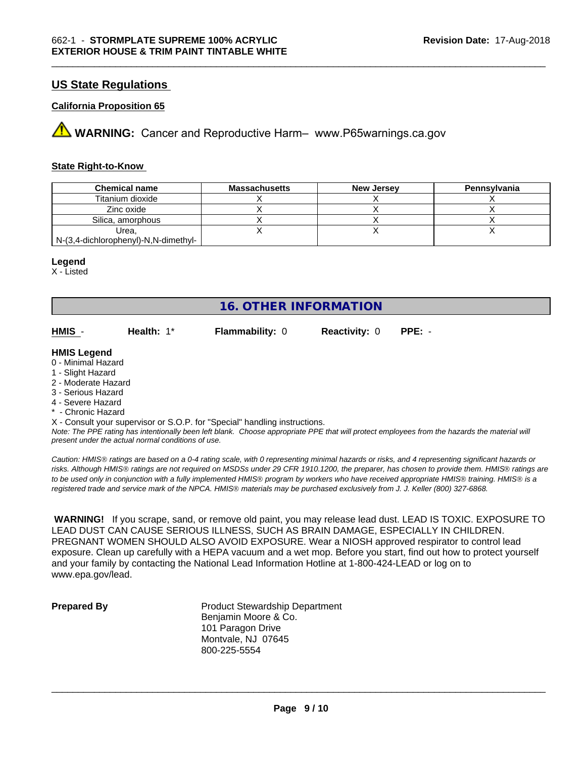## US State Regulations

**California Proposition 65**

⚠ **WARNING:** Cancer and Reproductive Harm– www.P65warnings.ca.gov

**State Right-to-Know**

| Chemical name | Massachusetts | New Jersey | Pennsylvania |
|---|---|---|---|
| Titanium dioxide | X | X | X |
| Zinc oxide | X | X | X |
| Silica, amorphous | X | X | X |
| Urea, N-(3,4-dichlorophenyl)-N,N-dimethyl- | X | X | X |

**Legend**

X - Listed

## 16. OTHER INFORMATION

**HMIS** - **Health:** 1* **Flammability:** 0 **Reactivity:** 0 **PPE:** -

**HMIS Legend**

0 - Minimal Hazard
1 - Slight Hazard
2 - Moderate Hazard
3 - Serious Hazard
4 - Severe Hazard
* - Chronic Hazard
X - Consult your supervisor or S.O.P. for "Special" handling instructions.

*Note: The PPE rating has intentionally been left blank. Choose appropriate PPE that will protect employees from the hazards the material will present under the actual normal conditions of use.*

*Caution: HMIS® ratings are based on a 0-4 rating scale, with 0 representing minimal hazards or risks, and 4 representing significant hazards or risks. Although HMIS® ratings are not required on MSDSs under 29 CFR 1910.1200, the preparer, has chosen to provide them. HMIS® ratings are to be used only in conjunction with a fully implemented HMIS® program by workers who have received appropriate HMIS® training. HMIS® is a registered trade and service mark of the NPCA. HMIS® materials may be purchased exclusively from J. J. Keller (800) 327-6868.*

**WARNING!** If you scrape, sand, or remove old paint, you may release lead dust. LEAD IS TOXIC. EXPOSURE TO LEAD DUST CAN CAUSE SERIOUS ILLNESS, SUCH AS BRAIN DAMAGE, ESPECIALLY IN CHILDREN. PREGNANT WOMEN SHOULD ALSO AVOID EXPOSURE. Wear a NIOSH approved respirator to control lead exposure. Clean up carefully with a HEPA vacuum and a wet mop. Before you start, find out how to protect yourself and your family by contacting the National Lead Information Hotline at 1-800-424-LEAD or log on to www.epa.gov/lead.

**Prepared By**

Product Stewardship Department
Benjamin Moore & Co.
101 Paragon Drive
Montvale, NJ 07645
800-225-5554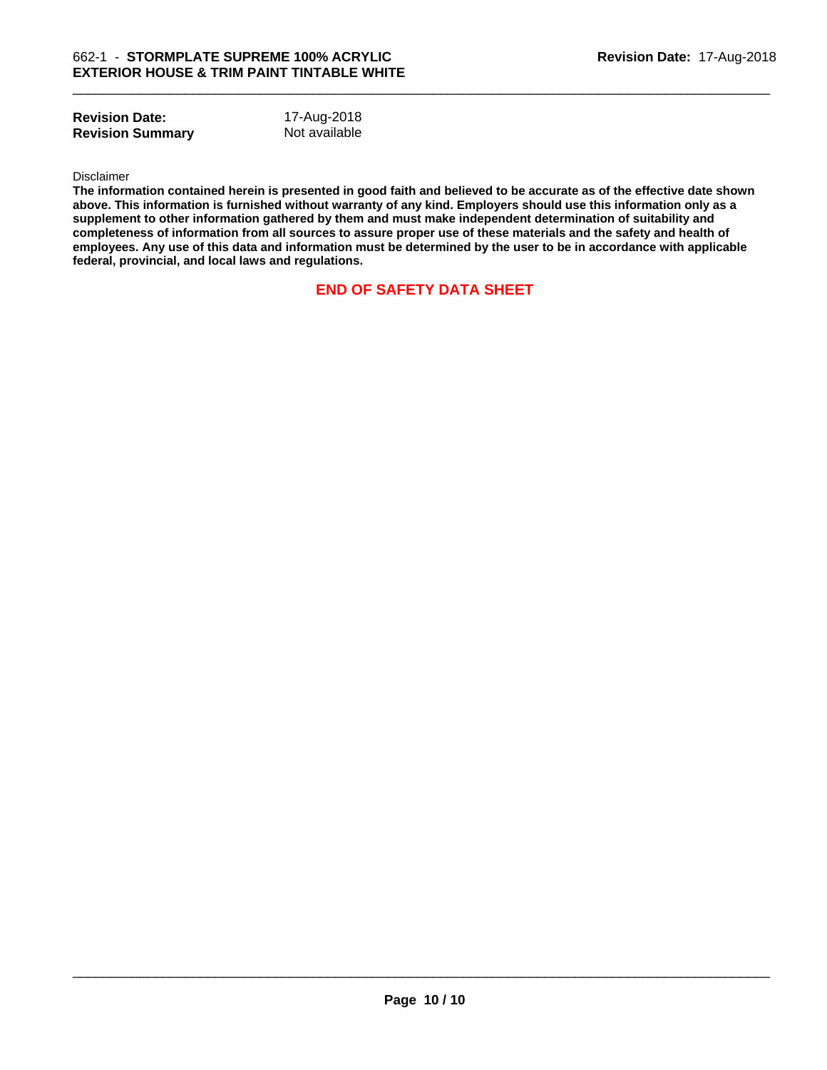| | |
|---|---|
| **Revision Date:** | 17-Aug-2018 |
| **Revision Summary** | Not available |

Disclaimer

**The information contained herein is presented in good faith and believed to be accurate as of the effective date shown above. This information is furnished without warranty of any kind. Employers should use this information only as a supplement to other information gathered by them and must make independent determination of suitability and completeness of information from all sources to assure proper use of these materials and the safety and health of employees. Any use of this data and information must be determined by the user to be in accordance with applicable federal, provincial, and local laws and regulations.**

**END OF SAFETY DATA SHEET**